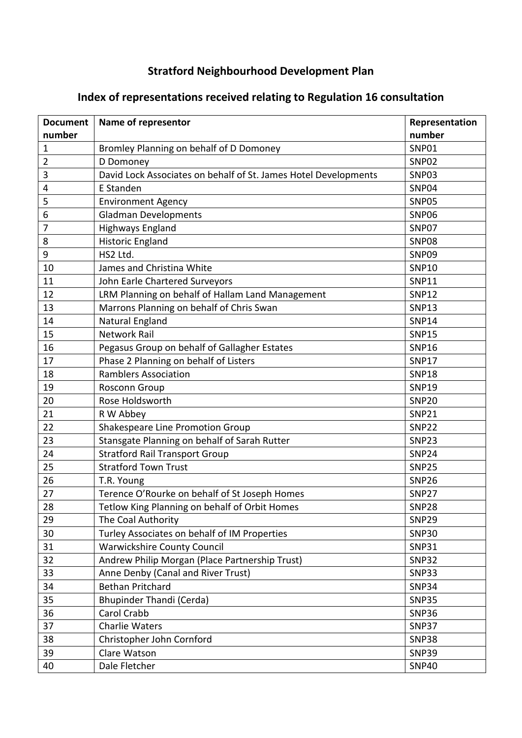# Stratford Neighbourhood Development Plan

## Index of representations received relating to Regulation 16 consultation

| Document number | Name of representor | Representation number |
|---|---|---|
| 1 | Bromley Planning on behalf of D Domoney | SNP01 |
| 2 | D Domoney | SNP02 |
| 3 | David Lock Associates on behalf of St. James Hotel Developments | SNP03 |
| 4 | E Standen | SNP04 |
| 5 | Environment Agency | SNP05 |
| 6 | Gladman Developments | SNP06 |
| 7 | Highways England | SNP07 |
| 8 | Historic England | SNP08 |
| 9 | HS2 Ltd. | SNP09 |
| 10 | James and Christina White | SNP10 |
| 11 | John Earle Chartered Surveyors | SNP11 |
| 12 | LRM Planning on behalf of Hallam Land Management | SNP12 |
| 13 | Marrons Planning on behalf of Chris Swan | SNP13 |
| 14 | Natural England | SNP14 |
| 15 | Network Rail | SNP15 |
| 16 | Pegasus Group on behalf of Gallagher Estates | SNP16 |
| 17 | Phase 2 Planning on behalf of Listers | SNP17 |
| 18 | Ramblers Association | SNP18 |
| 19 | Rosconn Group | SNP19 |
| 20 | Rose Holdsworth | SNP20 |
| 21 | R W Abbey | SNP21 |
| 22 | Shakespeare Line Promotion Group | SNP22 |
| 23 | Stansgate Planning on behalf of Sarah Rutter | SNP23 |
| 24 | Stratford Rail Transport Group | SNP24 |
| 25 | Stratford Town Trust | SNP25 |
| 26 | T.R. Young | SNP26 |
| 27 | Terence O'Rourke on behalf of St Joseph Homes | SNP27 |
| 28 | Tetlow King Planning on behalf of Orbit Homes | SNP28 |
| 29 | The Coal Authority | SNP29 |
| 30 | Turley Associates on behalf of IM Properties | SNP30 |
| 31 | Warwickshire County Council | SNP31 |
| 32 | Andrew Philip Morgan (Place Partnership Trust) | SNP32 |
| 33 | Anne Denby (Canal and River Trust) | SNP33 |
| 34 | Bethan Pritchard | SNP34 |
| 35 | Bhupinder Thandi (Cerda) | SNP35 |
| 36 | Carol Crabb | SNP36 |
| 37 | Charlie Waters | SNP37 |
| 38 | Christopher John Cornford | SNP38 |
| 39 | Clare Watson | SNP39 |
| 40 | Dale Fletcher | SNP40 |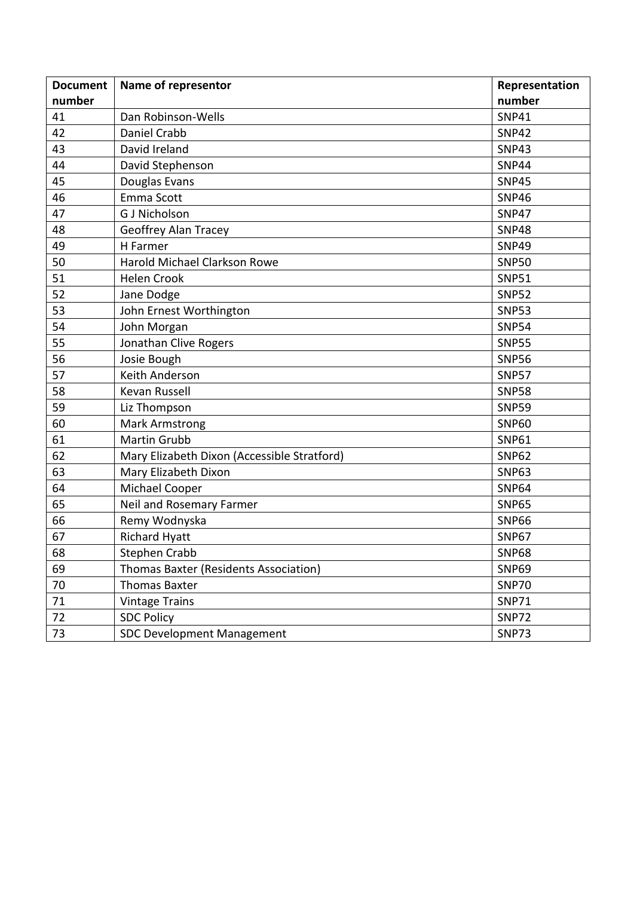| Document number | Name of representor | Representation number |
| --- | --- | --- |
| 41 | Dan Robinson-Wells | SNP41 |
| 42 | Daniel Crabb | SNP42 |
| 43 | David Ireland | SNP43 |
| 44 | David Stephenson | SNP44 |
| 45 | Douglas Evans | SNP45 |
| 46 | Emma Scott | SNP46 |
| 47 | G J Nicholson | SNP47 |
| 48 | Geoffrey Alan Tracey | SNP48 |
| 49 | H Farmer | SNP49 |
| 50 | Harold Michael Clarkson Rowe | SNP50 |
| 51 | Helen Crook | SNP51 |
| 52 | Jane Dodge | SNP52 |
| 53 | John Ernest Worthington | SNP53 |
| 54 | John Morgan | SNP54 |
| 55 | Jonathan Clive Rogers | SNP55 |
| 56 | Josie Bough | SNP56 |
| 57 | Keith Anderson | SNP57 |
| 58 | Kevan Russell | SNP58 |
| 59 | Liz Thompson | SNP59 |
| 60 | Mark Armstrong | SNP60 |
| 61 | Martin Grubb | SNP61 |
| 62 | Mary Elizabeth Dixon (Accessible Stratford) | SNP62 |
| 63 | Mary Elizabeth Dixon | SNP63 |
| 64 | Michael Cooper | SNP64 |
| 65 | Neil and Rosemary Farmer | SNP65 |
| 66 | Remy Wodnyska | SNP66 |
| 67 | Richard Hyatt | SNP67 |
| 68 | Stephen Crabb | SNP68 |
| 69 | Thomas Baxter (Residents Association) | SNP69 |
| 70 | Thomas Baxter | SNP70 |
| 71 | Vintage Trains | SNP71 |
| 72 | SDC Policy | SNP72 |
| 73 | SDC Development Management | SNP73 |